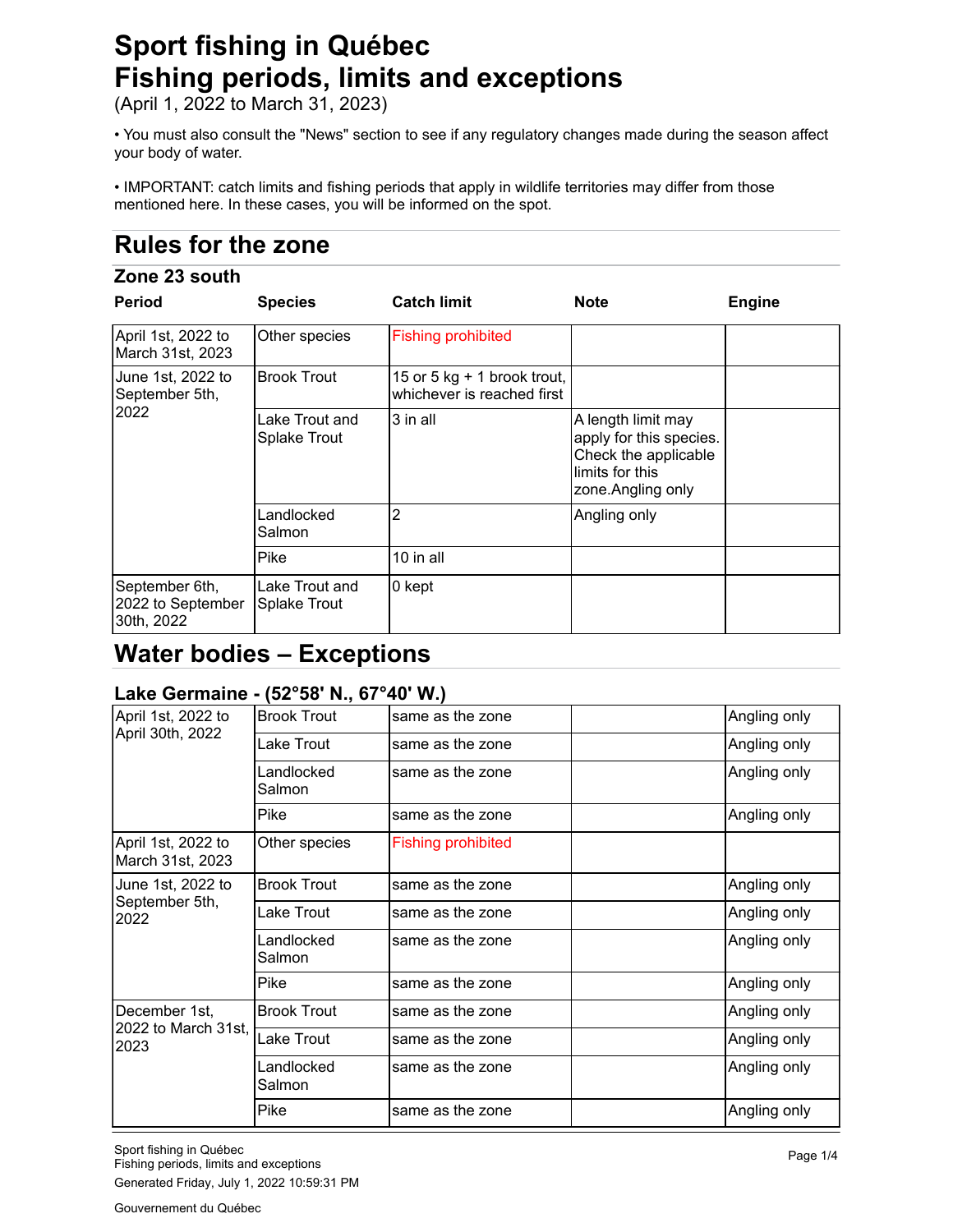# Sport fishing in Québec
# Fishing periods, limits and exceptions

(April 1, 2022 to March 31, 2023)

• You must also consult the "News" section to see if any regulatory changes made during the season affect your body of water.

• IMPORTANT: catch limits and fishing periods that apply in wildlife territories may differ from those mentioned here. In these cases, you will be informed on the spot.

## Rules for the zone

### Zone 23 south

| Period | Species | Catch limit | Note | Engine |
|---|---|---|---|---|
| April 1st, 2022 to March 31st, 2023 | Other species | Fishing prohibited | | |
| June 1st, 2022 to September 5th, 2022 | Brook Trout | 15 or 5 kg + 1 brook trout, whichever is reached first | | |
| | Lake Trout and Splake Trout | 3 in all | A length limit may apply for this species. Check the applicable limits for this zone.Angling only | |
| | Landlocked Salmon | 2 | Angling only | |
| | Pike | 10 in all | | |
| September 6th, 2022 to September 30th, 2022 | Lake Trout and Splake Trout | 0 kept | | |

## Water bodies – Exceptions

### Lake Germaine - (52°58' N., 67°40' W.)

| Period | Species | Catch limit | Note | Engine |
|---|---|---|---|---|
| April 1st, 2022 to April 30th, 2022 | Brook Trout | same as the zone | | Angling only |
| | Lake Trout | same as the zone | | Angling only |
| | Landlocked Salmon | same as the zone | | Angling only |
| | Pike | same as the zone | | Angling only |
| April 1st, 2022 to March 31st, 2023 | Other species | Fishing prohibited | | |
| June 1st, 2022 to September 5th, 2022 | Brook Trout | same as the zone | | Angling only |
| | Lake Trout | same as the zone | | Angling only |
| | Landlocked Salmon | same as the zone | | Angling only |
| | Pike | same as the zone | | Angling only |
| December 1st, 2022 to March 31st, 2023 | Brook Trout | same as the zone | | Angling only |
| | Lake Trout | same as the zone | | Angling only |
| | Landlocked Salmon | same as the zone | | Angling only |
| | Pike | same as the zone | | Angling only |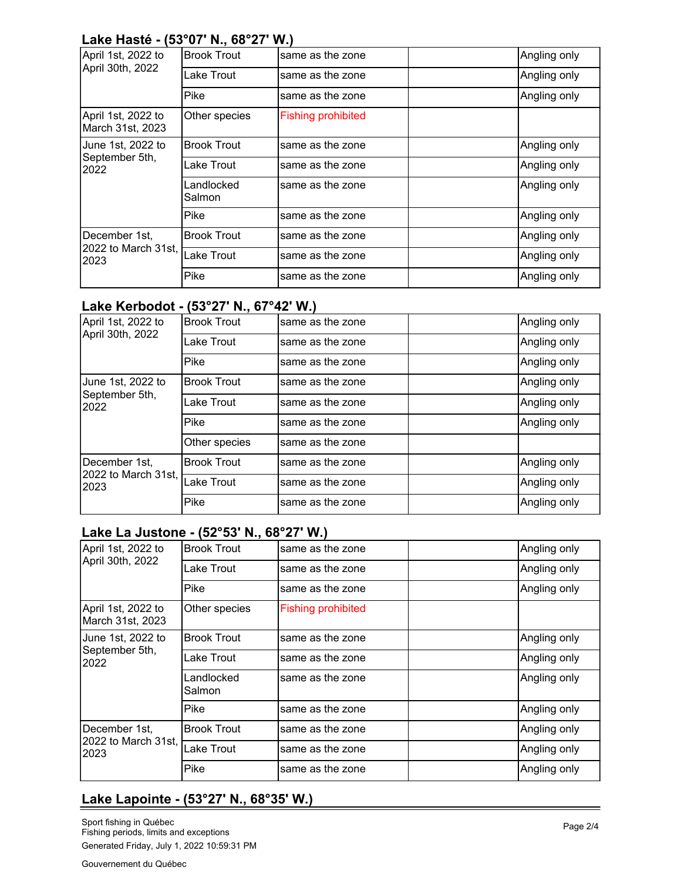### Lake Hasté - (53°07' N., 68°27' W.)

| | | | | |
|---|---|---|---|---|
| April 1st, 2022 to April 30th, 2022 | Brook Trout | same as the zone | | Angling only |
| | Lake Trout | same as the zone | | Angling only |
| | Pike | same as the zone | | Angling only |
| April 1st, 2022 to March 31st, 2023 | Other species | Fishing prohibited | | |
| June 1st, 2022 to September 5th, 2022 | Brook Trout | same as the zone | | Angling only |
| | Lake Trout | same as the zone | | Angling only |
| | Landlocked Salmon | same as the zone | | Angling only |
| | Pike | same as the zone | | Angling only |
| December 1st, 2022 to March 31st, 2023 | Brook Trout | same as the zone | | Angling only |
| | Lake Trout | same as the zone | | Angling only |
| | Pike | same as the zone | | Angling only |

### Lake Kerbodot - (53°27' N., 67°42' W.)

| | | | | |
|---|---|---|---|---|
| April 1st, 2022 to April 30th, 2022 | Brook Trout | same as the zone | | Angling only |
| | Lake Trout | same as the zone | | Angling only |
| | Pike | same as the zone | | Angling only |
| June 1st, 2022 to September 5th, 2022 | Brook Trout | same as the zone | | Angling only |
| | Lake Trout | same as the zone | | Angling only |
| | Pike | same as the zone | | Angling only |
| | Other species | same as the zone | | |
| December 1st, 2022 to March 31st, 2023 | Brook Trout | same as the zone | | Angling only |
| | Lake Trout | same as the zone | | Angling only |
| | Pike | same as the zone | | Angling only |

### Lake La Justone - (52°53' N., 68°27' W.)

| | | | | |
|---|---|---|---|---|
| April 1st, 2022 to April 30th, 2022 | Brook Trout | same as the zone | | Angling only |
| | Lake Trout | same as the zone | | Angling only |
| | Pike | same as the zone | | Angling only |
| April 1st, 2022 to March 31st, 2023 | Other species | Fishing prohibited | | |
| June 1st, 2022 to September 5th, 2022 | Brook Trout | same as the zone | | Angling only |
| | Lake Trout | same as the zone | | Angling only |
| | Landlocked Salmon | same as the zone | | Angling only |
| | Pike | same as the zone | | Angling only |
| December 1st, 2022 to March 31st, 2023 | Brook Trout | same as the zone | | Angling only |
| | Lake Trout | same as the zone | | Angling only |
| | Pike | same as the zone | | Angling only |

### Lake Lapointe - (53°27' N., 68°35' W.)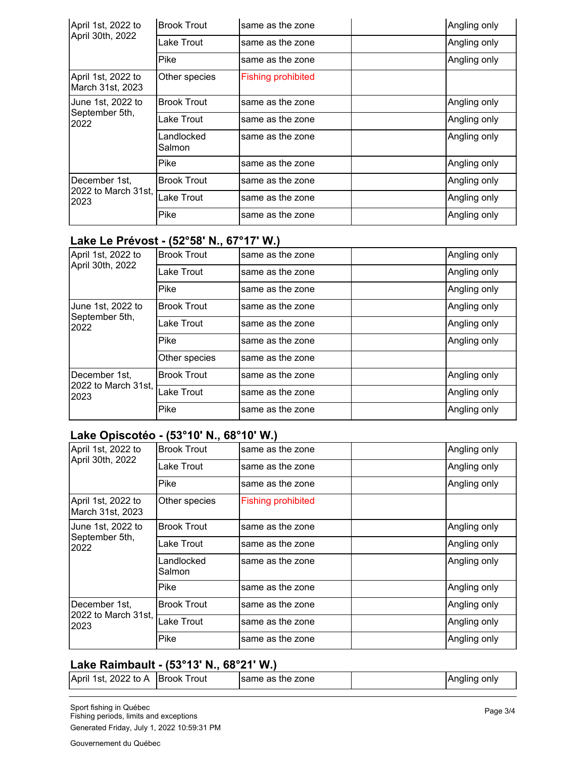| | | | | |
|---|---|---|---|---|
| April 1st, 2022 to April 30th, 2022 | Brook Trout | same as the zone | | Angling only |
| | Lake Trout | same as the zone | | Angling only |
| | Pike | same as the zone | | Angling only |
| April 1st, 2022 to March 31st, 2023 | Other species | Fishing prohibited | | |
| June 1st, 2022 to September 5th, 2022 | Brook Trout | same as the zone | | Angling only |
| | Lake Trout | same as the zone | | Angling only |
| | Landlocked Salmon | same as the zone | | Angling only |
| | Pike | same as the zone | | Angling only |
| December 1st, 2022 to March 31st, 2023 | Brook Trout | same as the zone | | Angling only |
| | Lake Trout | same as the zone | | Angling only |
| | Pike | same as the zone | | Angling only |

### Lake Le Prévost - (52°58' N., 67°17' W.)

| | | | | |
|---|---|---|---|---|
| April 1st, 2022 to April 30th, 2022 | Brook Trout | same as the zone | | Angling only |
| | Lake Trout | same as the zone | | Angling only |
| | Pike | same as the zone | | Angling only |
| June 1st, 2022 to September 5th, 2022 | Brook Trout | same as the zone | | Angling only |
| | Lake Trout | same as the zone | | Angling only |
| | Pike | same as the zone | | Angling only |
| | Other species | same as the zone | | |
| December 1st, 2022 to March 31st, 2023 | Brook Trout | same as the zone | | Angling only |
| | Lake Trout | same as the zone | | Angling only |
| | Pike | same as the zone | | Angling only |

### Lake Opiscotéo - (53°10' N., 68°10' W.)

| | | | | |
|---|---|---|---|---|
| April 1st, 2022 to April 30th, 2022 | Brook Trout | same as the zone | | Angling only |
| | Lake Trout | same as the zone | | Angling only |
| | Pike | same as the zone | | Angling only |
| April 1st, 2022 to March 31st, 2023 | Other species | Fishing prohibited | | |
| June 1st, 2022 to September 5th, 2022 | Brook Trout | same as the zone | | Angling only |
| | Lake Trout | same as the zone | | Angling only |
| | Landlocked Salmon | same as the zone | | Angling only |
| | Pike | same as the zone | | Angling only |
| December 1st, 2022 to March 31st, 2023 | Brook Trout | same as the zone | | Angling only |
| | Lake Trout | same as the zone | | Angling only |
| | Pike | same as the zone | | Angling only |

### Lake Raimbault - (53°13' N., 68°21' W.)

| | | | | |
|---|---|---|---|---|
| April 1st, 2022 to A | Brook Trout | same as the zone | | Angling only |

Sport fishing in Québec
Fishing periods, limits and exceptions
Generated Friday, July 1, 2022 10:59:31 PM

Gouvernement du Québec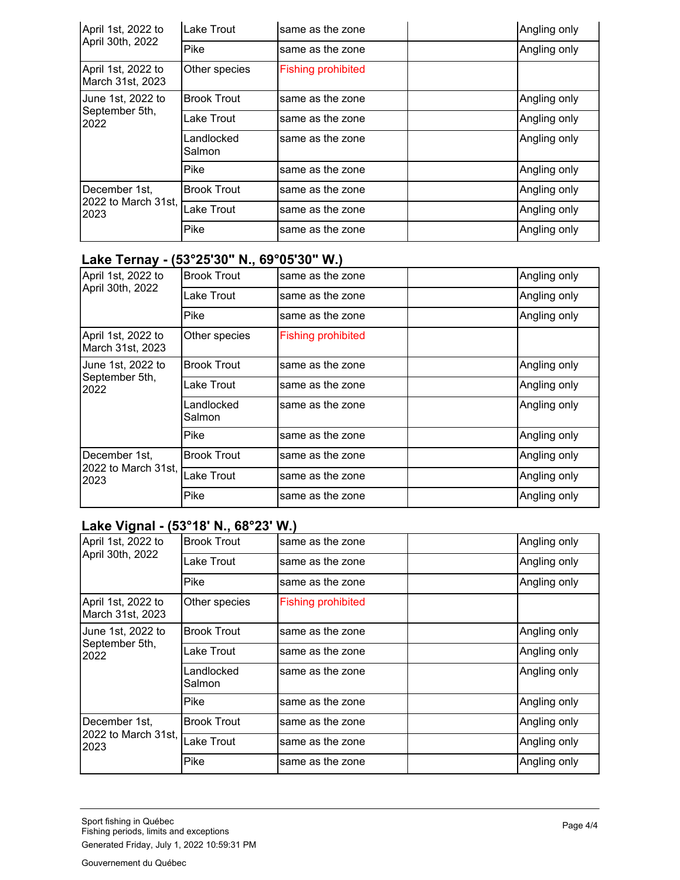| | | | | |
|---|---|---|---|---|
| April 1st, 2022 to April 30th, 2022 | Lake Trout | same as the zone | | Angling only |
| | Pike | same as the zone | | Angling only |
| April 1st, 2022 to March 31st, 2023 | Other species | Fishing prohibited | | |
| June 1st, 2022 to September 5th, 2022 | Brook Trout | same as the zone | | Angling only |
| | Lake Trout | same as the zone | | Angling only |
| | Landlocked Salmon | same as the zone | | Angling only |
| | Pike | same as the zone | | Angling only |
| December 1st, 2022 to March 31st, 2023 | Brook Trout | same as the zone | | Angling only |
| | Lake Trout | same as the zone | | Angling only |
| | Pike | same as the zone | | Angling only |

## Lake Ternay - (53°25'30" N., 69°05'30" W.)

| | | | | |
|---|---|---|---|---|
| April 1st, 2022 to April 30th, 2022 | Brook Trout | same as the zone | | Angling only |
| | Lake Trout | same as the zone | | Angling only |
| | Pike | same as the zone | | Angling only |
| April 1st, 2022 to March 31st, 2023 | Other species | Fishing prohibited | | |
| June 1st, 2022 to September 5th, 2022 | Brook Trout | same as the zone | | Angling only |
| | Lake Trout | same as the zone | | Angling only |
| | Landlocked Salmon | same as the zone | | Angling only |
| | Pike | same as the zone | | Angling only |
| December 1st, 2022 to March 31st, 2023 | Brook Trout | same as the zone | | Angling only |
| | Lake Trout | same as the zone | | Angling only |
| | Pike | same as the zone | | Angling only |

## Lake Vignal - (53°18' N., 68°23' W.)

| | | | | |
|---|---|---|---|---|
| April 1st, 2022 to April 30th, 2022 | Brook Trout | same as the zone | | Angling only |
| | Lake Trout | same as the zone | | Angling only |
| | Pike | same as the zone | | Angling only |
| April 1st, 2022 to March 31st, 2023 | Other species | Fishing prohibited | | |
| June 1st, 2022 to September 5th, 2022 | Brook Trout | same as the zone | | Angling only |
| | Lake Trout | same as the zone | | Angling only |
| | Landlocked Salmon | same as the zone | | Angling only |
| | Pike | same as the zone | | Angling only |
| December 1st, 2022 to March 31st, 2023 | Brook Trout | same as the zone | | Angling only |
| | Lake Trout | same as the zone | | Angling only |
| | Pike | same as the zone | | Angling only |